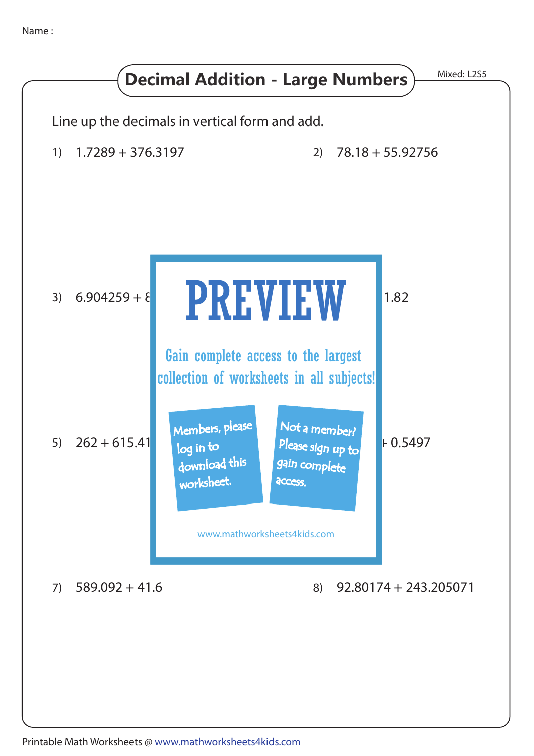Name : ______________________

# Decimal Addition - Large Numbers

Mixed: L2S5

Line up the decimals in vertical form and add.

1) 1.7289 + 376.3197

2) 78.18 + 55.92756

3) 6.904259 + 8

1.82

**PREVIEW**

Gain complete access to the largest collection of worksheets in all subjects!

Members, please log in to download this worksheet.

Not a member? Please sign up to gain complete access.

www.mathworksheets4kids.com

5) 262 + 615.41

+ 0.5497

7) 589.092 + 41.6

8) 92.80174 + 243.205071

Printable Math Worksheets @ www.mathworksheets4kids.com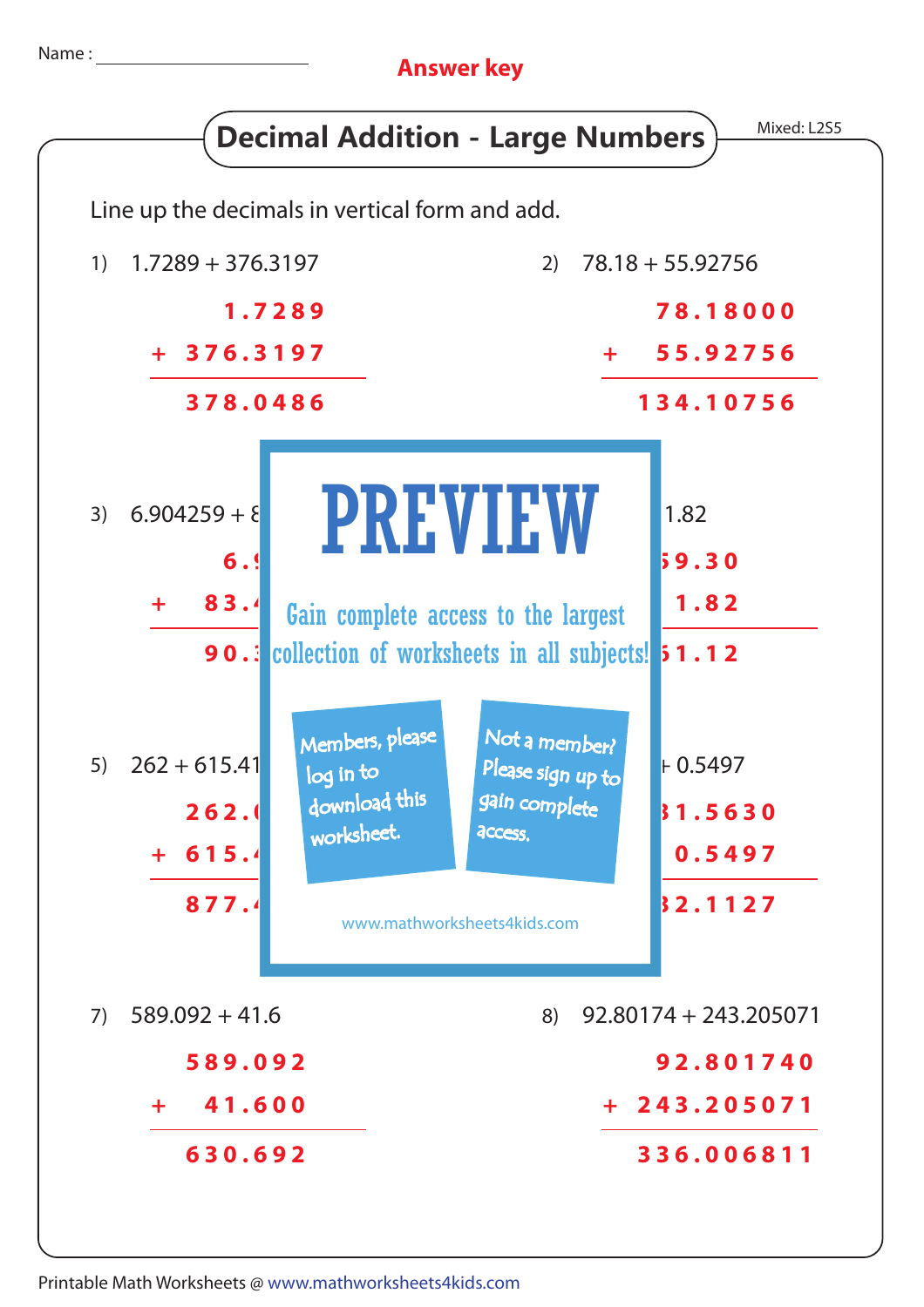Name :

**Answer key**

## Decimal Addition - Large Numbers

Mixed: L2S5

Line up the decimals in vertical form and add.

1) 1.7289 + 376.3197

```
    1.7289
+ 376.3197
----------
  378.0486
```

2) 78.18 + 55.92756

```
   78.18000
+  55.92756
-----------
  134.10756
```

3) 6.904259 + 8

```
    6.
+  83.
-------
   90.
```

4) 1.82

```
  9.30
  1.82
------
  1.12
```

5) 262 + 615.41

```
  262.
+ 615.
------
  877.
```

6) + 0.5497

```
  1.5630
  0.5497
--------
  2.1127
```

**PREVIEW**

Gain complete access to the largest collection of worksheets in all subjects!

Members, please log in to download this worksheet.

Not a member? Please sign up to gain complete access.

www.mathworksheets4kids.com

7) 589.092 + 41.6

```
  589.092
+  41.600
---------
  630.692
```

8) 92.80174 + 243.205071

```
   92.801740
+ 243.205071
------------
  336.006811
```

Printable Math Worksheets @ www.mathworksheets4kids.com